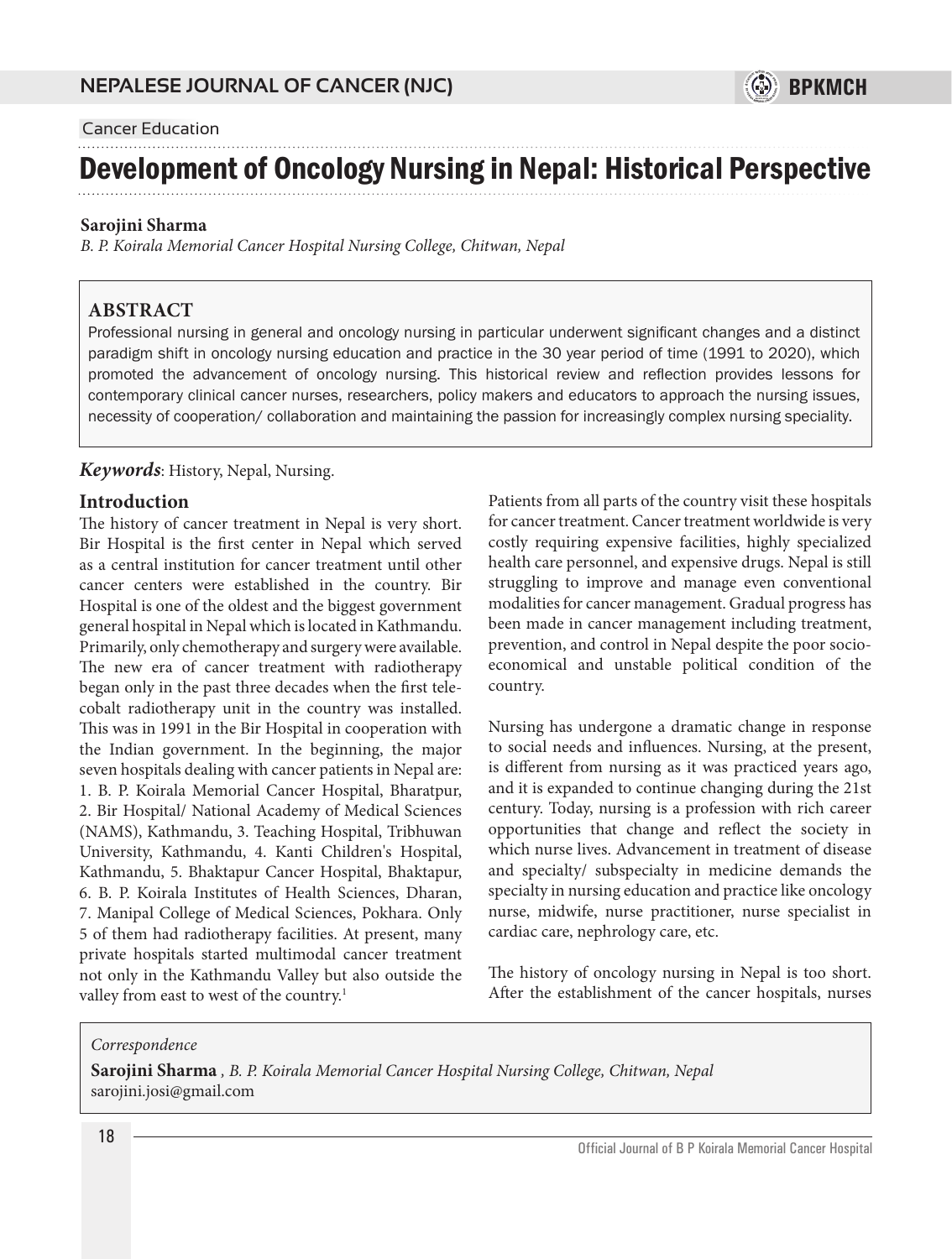Cancer Education

# Development of Oncology Nursing in Nepal: Historical Perspective

**Sarojini Sharma**

*B. P. Koirala Memorial Cancer Hospital Nursing College, Chitwan, Nepal*

## ABSTRACT

Professional nursing in general and oncology nursing in particular underwent significant changes and a distinct paradigm shift in oncology nursing education and practice in the 30 year period of time (1991 to 2020), which promoted the advancement of oncology nursing. This historical review and reflection provides lessons for contemporary clinical cancer nurses, researchers, policy makers and educators to approach the nursing issues, necessity of cooperation/ collaboration and maintaining the passion for increasingly complex nursing speciality.

***Keywords***: History, Nepal, Nursing.

## Introduction

The history of cancer treatment in Nepal is very short. Bir Hospital is the first center in Nepal which served as a central institution for cancer treatment until other cancer centers were established in the country. Bir Hospital is one of the oldest and the biggest government general hospital in Nepal which is located in Kathmandu. Primarily, only chemotherapy and surgery were available. The new era of cancer treatment with radiotherapy began only in the past three decades when the first tele-cobalt radiotherapy unit in the country was installed. This was in 1991 in the Bir Hospital in cooperation with the Indian government. In the beginning, the major seven hospitals dealing with cancer patients in Nepal are: 1. B. P. Koirala Memorial Cancer Hospital, Bharatpur, 2. Bir Hospital/ National Academy of Medical Sciences (NAMS), Kathmandu, 3. Teaching Hospital, Tribhuwan University, Kathmandu, 4. Kanti Children's Hospital, Kathmandu, 5. Bhaktapur Cancer Hospital, Bhaktapur, 6. B. P. Koirala Institutes of Health Sciences, Dharan, 7. Manipal College of Medical Sciences, Pokhara. Only 5 of them had radiotherapy facilities. At present, many private hospitals started multimodal cancer treatment not only in the Kathmandu Valley but also outside the valley from east to west of the country.[1]

Patients from all parts of the country visit these hospitals for cancer treatment. Cancer treatment worldwide is very costly requiring expensive facilities, highly specialized health care personnel, and expensive drugs. Nepal is still struggling to improve and manage even conventional modalities for cancer management. Gradual progress has been made in cancer management including treatment, prevention, and control in Nepal despite the poor socio-economical and unstable political condition of the country.

Nursing has undergone a dramatic change in response to social needs and influences. Nursing, at the present, is different from nursing as it was practiced years ago, and it is expanded to continue changing during the 21st century. Today, nursing is a profession with rich career opportunities that change and reflect the society in which nurse lives. Advancement in treatment of disease and specialty/ subspecialty in medicine demands the specialty in nursing education and practice like oncology nurse, midwife, nurse practitioner, nurse specialist in cardiac care, nephrology care, etc.

The history of oncology nursing in Nepal is too short. After the establishment of the cancer hospitals, nurses

*Correspondence*

**Sarojini Sharma** *, B. P. Koirala Memorial Cancer Hospital Nursing College, Chitwan, Nepal*
sarojini.josi@gmail.com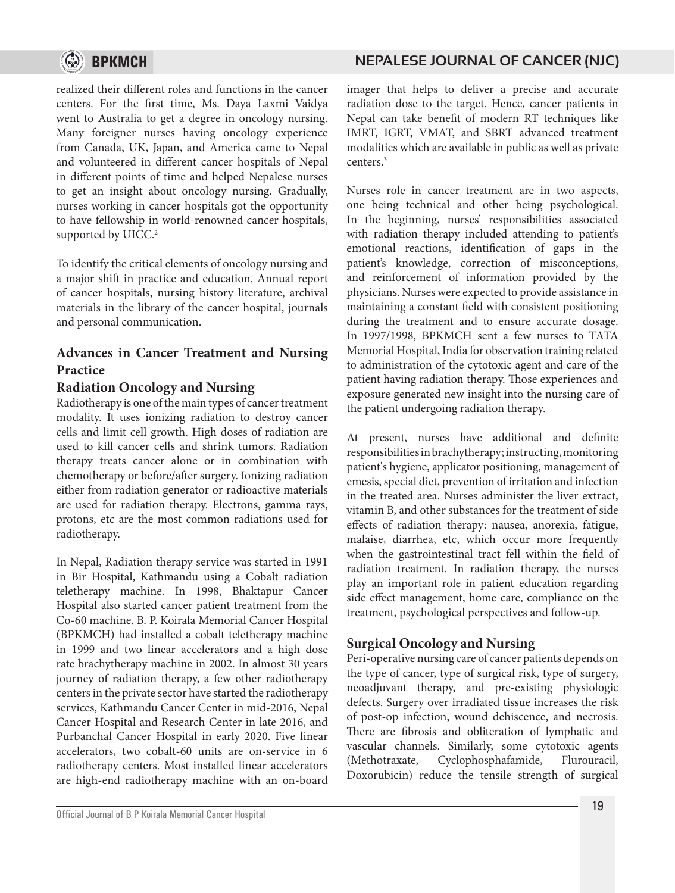realized their different roles and functions in the cancer centers. For the first time, Ms. Daya Laxmi Vaidya went to Australia to get a degree in oncology nursing. Many foreigner nurses having oncology experience from Canada, UK, Japan, and America came to Nepal and volunteered in different cancer hospitals of Nepal in different points of time and helped Nepalese nurses to get an insight about oncology nursing. Gradually, nurses working in cancer hospitals got the opportunity to have fellowship in world-renowned cancer hospitals, supported by UICC.[2]

To identify the critical elements of oncology nursing and a major shift in practice and education. Annual report of cancer hospitals, nursing history literature, archival materials in the library of the cancer hospital, journals and personal communication.

## Advances in Cancer Treatment and Nursing Practice

### Radiation Oncology and Nursing

Radiotherapy is one of the main types of cancer treatment modality. It uses ionizing radiation to destroy cancer cells and limit cell growth. High doses of radiation are used to kill cancer cells and shrink tumors. Radiation therapy treats cancer alone or in combination with chemotherapy or before/after surgery. Ionizing radiation either from radiation generator or radioactive materials are used for radiation therapy. Electrons, gamma rays, protons, etc are the most common radiations used for radiotherapy.

In Nepal, Radiation therapy service was started in 1991 in Bir Hospital, Kathmandu using a Cobalt radiation teletherapy machine. In 1998, Bhaktapur Cancer Hospital also started cancer patient treatment from the Co-60 machine. B. P. Koirala Memorial Cancer Hospital (BPKMCH) had installed a cobalt teletherapy machine in 1999 and two linear accelerators and a high dose rate brachytherapy machine in 2002. In almost 30 years journey of radiation therapy, a few other radiotherapy centers in the private sector have started the radiotherapy services, Kathmandu Cancer Center in mid-2016, Nepal Cancer Hospital and Research Center in late 2016, and Purbanchal Cancer Hospital in early 2020. Five linear accelerators, two cobalt-60 units are on-service in 6 radiotherapy centers. Most installed linear accelerators are high-end radiotherapy machine with an on-board imager that helps to deliver a precise and accurate radiation dose to the target. Hence, cancer patients in Nepal can take benefit of modern RT techniques like IMRT, IGRT, VMAT, and SBRT advanced treatment modalities which are available in public as well as private centers.[3]

Nurses role in cancer treatment are in two aspects, one being technical and other being psychological. In the beginning, nurses' responsibilities associated with radiation therapy included attending to patient's emotional reactions, identification of gaps in the patient's knowledge, correction of misconceptions, and reinforcement of information provided by the physicians. Nurses were expected to provide assistance in maintaining a constant field with consistent positioning during the treatment and to ensure accurate dosage. In 1997/1998, BPKMCH sent a few nurses to TATA Memorial Hospital, India for observation training related to administration of the cytotoxic agent and care of the patient having radiation therapy. Those experiences and exposure generated new insight into the nursing care of the patient undergoing radiation therapy.

At present, nurses have additional and definite responsibilities in brachytherapy; instructing, monitoring patient's hygiene, applicator positioning, management of emesis, special diet, prevention of irritation and infection in the treated area. Nurses administer the liver extract, vitamin B, and other substances for the treatment of side effects of radiation therapy: nausea, anorexia, fatigue, malaise, diarrhea, etc, which occur more frequently when the gastrointestinal tract fell within the field of radiation treatment. In radiation therapy, the nurses play an important role in patient education regarding side effect management, home care, compliance on the treatment, psychological perspectives and follow-up.

### Surgical Oncology and Nursing

Peri-operative nursing care of cancer patients depends on the type of cancer, type of surgical risk, type of surgery, neoadjuvant therapy, and pre-existing physiologic defects. Surgery over irradiated tissue increases the risk of post-op infection, wound dehiscence, and necrosis. There are fibrosis and obliteration of lymphatic and vascular channels. Similarly, some cytotoxic agents (Methotraxate, Cyclophosphafamide, Flurouracil, Doxorubicin) reduce the tensile strength of surgical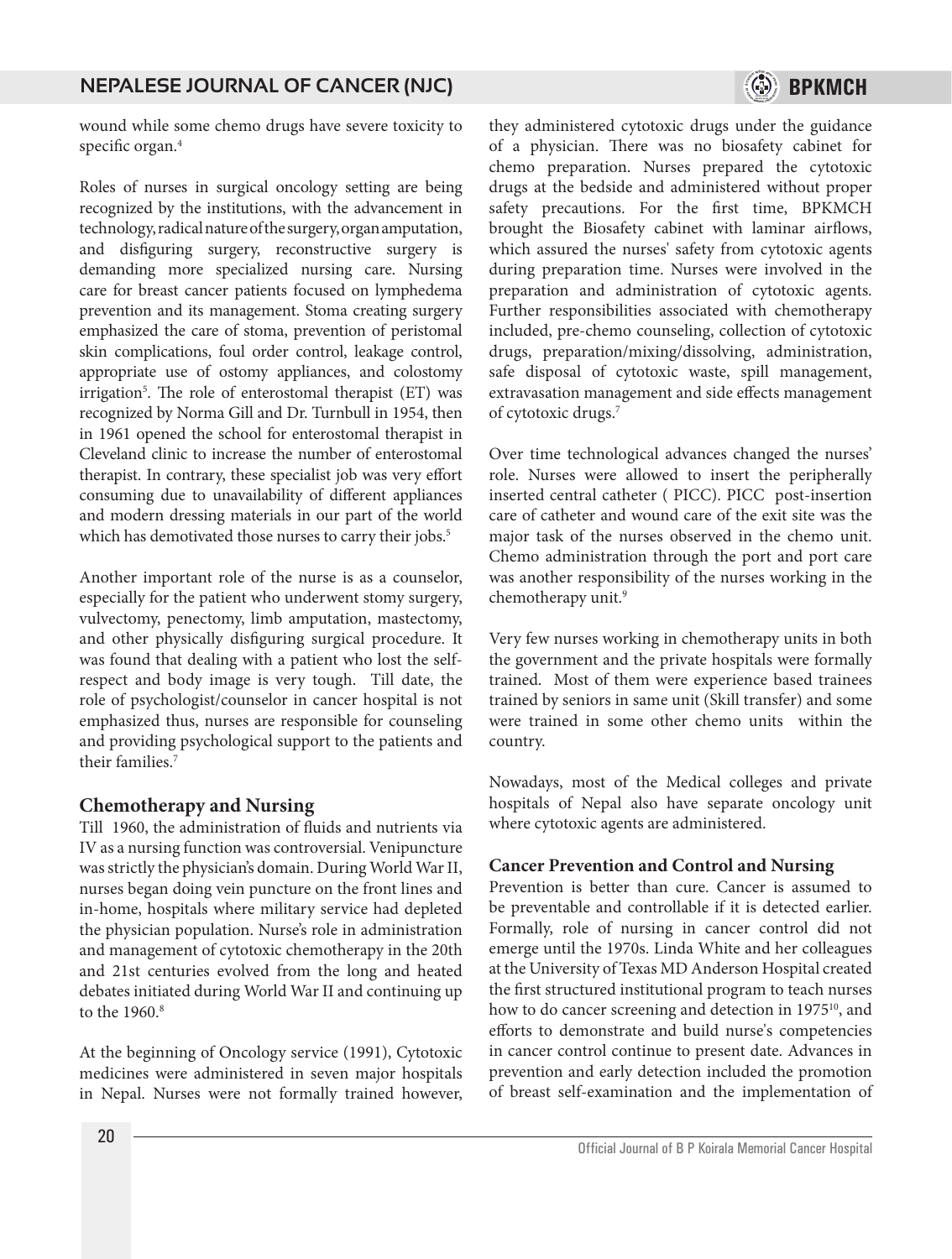wound while some chemo drugs have severe toxicity to specific organ.[4]

Roles of nurses in surgical oncology setting are being recognized by the institutions, with the advancement in technology, radical nature of the surgery, organ amputation, and disfiguring surgery, reconstructive surgery is demanding more specialized nursing care. Nursing care for breast cancer patients focused on lymphedema prevention and its management. Stoma creating surgery emphasized the care of stoma, prevention of peristomal skin complications, foul order control, leakage control, appropriate use of ostomy appliances, and colostomy irrigation[5]. The role of enterostomal therapist (ET) was recognized by Norma Gill and Dr. Turnbull in 1954, then in 1961 opened the school for enterostomal therapist in Cleveland clinic to increase the number of enterostomal therapist. In contrary, these specialist job was very effort consuming due to unavailability of different appliances and modern dressing materials in our part of the world which has demotivated those nurses to carry their jobs.[5]

Another important role of the nurse is as a counselor, especially for the patient who underwent stomy surgery, vulvectomy, penectomy, limb amputation, mastectomy, and other physically disfiguring surgical procedure. It was found that dealing with a patient who lost the self-respect and body image is very tough. Till date, the role of psychologist/counselor in cancer hospital is not emphasized thus, nurses are responsible for counseling and providing psychological support to the patients and their families.[7]

## Chemotherapy and Nursing

Till 1960, the administration of fluids and nutrients via IV as a nursing function was controversial. Venipuncture was strictly the physician's domain. During World War II, nurses began doing vein puncture on the front lines and in-home, hospitals where military service had depleted the physician population. Nurse's role in administration and management of cytotoxic chemotherapy in the 20th and 21st centuries evolved from the long and heated debates initiated during World War II and continuing up to the 1960.[8]

At the beginning of Oncology service (1991), Cytotoxic medicines were administered in seven major hospitals in Nepal. Nurses were not formally trained however, they administered cytotoxic drugs under the guidance of a physician. There was no biosafety cabinet for chemo preparation. Nurses prepared the cytotoxic drugs at the bedside and administered without proper safety precautions. For the first time, BPKMCH brought the Biosafety cabinet with laminar airflows, which assured the nurses' safety from cytotoxic agents during preparation time. Nurses were involved in the preparation and administration of cytotoxic agents. Further responsibilities associated with chemotherapy included, pre-chemo counseling, collection of cytotoxic drugs, preparation/mixing/dissolving, administration, safe disposal of cytotoxic waste, spill management, extravasation management and side effects management of cytotoxic drugs.[7]

Over time technological advances changed the nurses' role. Nurses were allowed to insert the peripherally inserted central catheter ( PICC). PICC post-insertion care of catheter and wound care of the exit site was the major task of the nurses observed in the chemo unit. Chemo administration through the port and port care was another responsibility of the nurses working in the chemotherapy unit.[9]

Very few nurses working in chemotherapy units in both the government and the private hospitals were formally trained. Most of them were experience based trainees trained by seniors in same unit (Skill transfer) and some were trained in some other chemo units within the country.

Nowadays, most of the Medical colleges and private hospitals of Nepal also have separate oncology unit where cytotoxic agents are administered.

### Cancer Prevention and Control and Nursing

Prevention is better than cure. Cancer is assumed to be preventable and controllable if it is detected earlier. Formally, role of nursing in cancer control did not emerge until the 1970s. Linda White and her colleagues at the University of Texas MD Anderson Hospital created the first structured institutional program to teach nurses how to do cancer screening and detection in 1975[10], and efforts to demonstrate and build nurse's competencies in cancer control continue to present date. Advances in prevention and early detection included the promotion of breast self-examination and the implementation of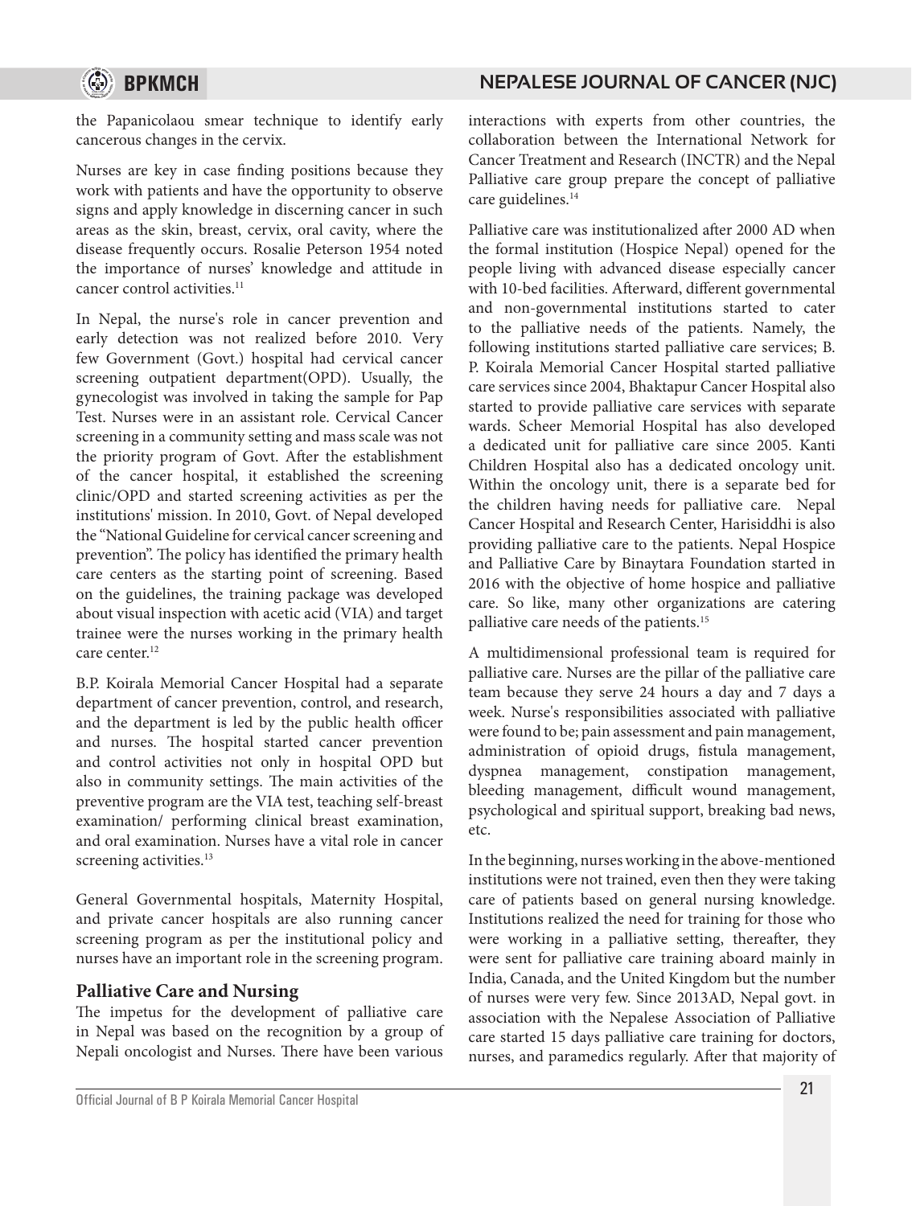the Papanicolaou smear technique to identify early cancerous changes in the cervix.

Nurses are key in case finding positions because they work with patients and have the opportunity to observe signs and apply knowledge in discerning cancer in such areas as the skin, breast, cervix, oral cavity, where the disease frequently occurs. Rosalie Peterson 1954 noted the importance of nurses' knowledge and attitude in cancer control activities.[11]

In Nepal, the nurse's role in cancer prevention and early detection was not realized before 2010. Very few Government (Govt.) hospital had cervical cancer screening outpatient department(OPD). Usually, the gynecologist was involved in taking the sample for Pap Test. Nurses were in an assistant role. Cervical Cancer screening in a community setting and mass scale was not the priority program of Govt. After the establishment of the cancer hospital, it established the screening clinic/OPD and started screening activities as per the institutions' mission. In 2010, Govt. of Nepal developed the "National Guideline for cervical cancer screening and prevention". The policy has identified the primary health care centers as the starting point of screening. Based on the guidelines, the training package was developed about visual inspection with acetic acid (VIA) and target trainee were the nurses working in the primary health care center.[12]

B.P. Koirala Memorial Cancer Hospital had a separate department of cancer prevention, control, and research, and the department is led by the public health officer and nurses. The hospital started cancer prevention and control activities not only in hospital OPD but also in community settings. The main activities of the preventive program are the VIA test, teaching self-breast examination/ performing clinical breast examination, and oral examination. Nurses have a vital role in cancer screening activities.[13]

General Governmental hospitals, Maternity Hospital, and private cancer hospitals are also running cancer screening program as per the institutional policy and nurses have an important role in the screening program.

## Palliative Care and Nursing

The impetus for the development of palliative care in Nepal was based on the recognition by a group of Nepali oncologist and Nurses. There have been various interactions with experts from other countries, the collaboration between the International Network for Cancer Treatment and Research (INCTR) and the Nepal Palliative care group prepare the concept of palliative care guidelines.[14]

Palliative care was institutionalized after 2000 AD when the formal institution (Hospice Nepal) opened for the people living with advanced disease especially cancer with 10-bed facilities. Afterward, different governmental and non-governmental institutions started to cater to the palliative needs of the patients. Namely, the following institutions started palliative care services; B. P. Koirala Memorial Cancer Hospital started palliative care services since 2004, Bhaktapur Cancer Hospital also started to provide palliative care services with separate wards. Scheer Memorial Hospital has also developed a dedicated unit for palliative care since 2005. Kanti Children Hospital also has a dedicated oncology unit. Within the oncology unit, there is a separate bed for the children having needs for palliative care. Nepal Cancer Hospital and Research Center, Harisiddhi is also providing palliative care to the patients. Nepal Hospice and Palliative Care by Binaytara Foundation started in 2016 with the objective of home hospice and palliative care. So like, many other organizations are catering palliative care needs of the patients.[15]

A multidimensional professional team is required for palliative care. Nurses are the pillar of the palliative care team because they serve 24 hours a day and 7 days a week. Nurse's responsibilities associated with palliative were found to be; pain assessment and pain management, administration of opioid drugs, fistula management, dyspnea management, constipation management, bleeding management, difficult wound management, psychological and spiritual support, breaking bad news, etc.

In the beginning, nurses working in the above-mentioned institutions were not trained, even then they were taking care of patients based on general nursing knowledge. Institutions realized the need for training for those who were working in a palliative setting, thereafter, they were sent for palliative care training aboard mainly in India, Canada, and the United Kingdom but the number of nurses were very few. Since 2013AD, Nepal govt. in association with the Nepalese Association of Palliative care started 15 days palliative care training for doctors, nurses, and paramedics regularly. After that majority of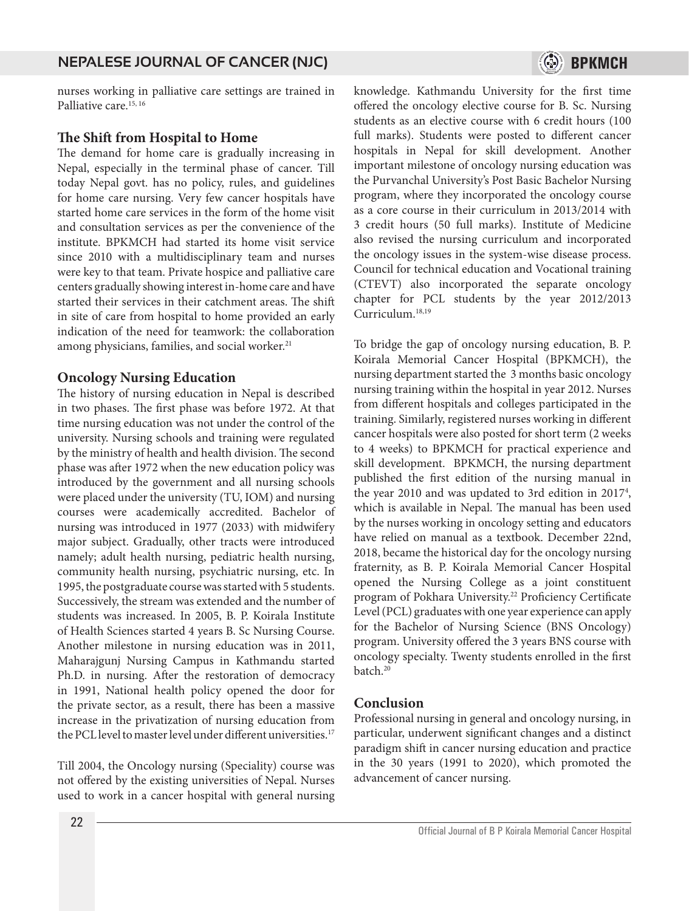nurses working in palliative care settings are trained in Palliative care.[15, 16]

## The Shift from Hospital to Home

The demand for home care is gradually increasing in Nepal, especially in the terminal phase of cancer. Till today Nepal govt. has no policy, rules, and guidelines for home care nursing. Very few cancer hospitals have started home care services in the form of the home visit and consultation services as per the convenience of the institute. BPKMCH had started its home visit service since 2010 with a multidisciplinary team and nurses were key to that team. Private hospice and palliative care centers gradually showing interest in-home care and have started their services in their catchment areas. The shift in site of care from hospital to home provided an early indication of the need for teamwork: the collaboration among physicians, families, and social worker.[21]

## Oncology Nursing Education

The history of nursing education in Nepal is described in two phases. The first phase was before 1972. At that time nursing education was not under the control of the university. Nursing schools and training were regulated by the ministry of health and health division. The second phase was after 1972 when the new education policy was introduced by the government and all nursing schools were placed under the university (TU, IOM) and nursing courses were academically accredited. Bachelor of nursing was introduced in 1977 (2033) with midwifery major subject. Gradually, other tracts were introduced namely; adult health nursing, pediatric health nursing, community health nursing, psychiatric nursing, etc. In 1995, the postgraduate course was started with 5 students. Successively, the stream was extended and the number of students was increased. In 2005, B. P. Koirala Institute of Health Sciences started 4 years B. Sc Nursing Course. Another milestone in nursing education was in 2011, Maharajgunj Nursing Campus in Kathmandu started Ph.D. in nursing. After the restoration of democracy in 1991, National health policy opened the door for the private sector, as a result, there has been a massive increase in the privatization of nursing education from the PCL level to master level under different universities.[17]

Till 2004, the Oncology nursing (Speciality) course was not offered by the existing universities of Nepal. Nurses used to work in a cancer hospital with general nursing knowledge. Kathmandu University for the first time offered the oncology elective course for B. Sc. Nursing students as an elective course with 6 credit hours (100 full marks). Students were posted to different cancer hospitals in Nepal for skill development. Another important milestone of oncology nursing education was the Purvanchal University's Post Basic Bachelor Nursing program, where they incorporated the oncology course as a core course in their curriculum in 2013/2014 with 3 credit hours (50 full marks). Institute of Medicine also revised the nursing curriculum and incorporated the oncology issues in the system-wise disease process. Council for technical education and Vocational training (CTEVT) also incorporated the separate oncology chapter for PCL students by the year 2012/2013 Curriculum.[18,19]

To bridge the gap of oncology nursing education, B. P. Koirala Memorial Cancer Hospital (BPKMCH), the nursing department started the 3 months basic oncology nursing training within the hospital in year 2012. Nurses from different hospitals and colleges participated in the training. Similarly, registered nurses working in different cancer hospitals were also posted for short term (2 weeks to 4 weeks) to BPKMCH for practical experience and skill development. BPKMCH, the nursing department published the first edition of the nursing manual in the year 2010 and was updated to 3rd edition in 2017[4], which is available in Nepal. The manual has been used by the nurses working in oncology setting and educators have relied on manual as a textbook. December 22nd, 2018, became the historical day for the oncology nursing fraternity, as B. P. Koirala Memorial Cancer Hospital opened the Nursing College as a joint constituent program of Pokhara University.[22] Proficiency Certificate Level (PCL) graduates with one year experience can apply for the Bachelor of Nursing Science (BNS Oncology) program. University offered the 3 years BNS course with oncology specialty. Twenty students enrolled in the first batch.[20]

## Conclusion

Professional nursing in general and oncology nursing, in particular, underwent significant changes and a distinct paradigm shift in cancer nursing education and practice in the 30 years (1991 to 2020), which promoted the advancement of cancer nursing.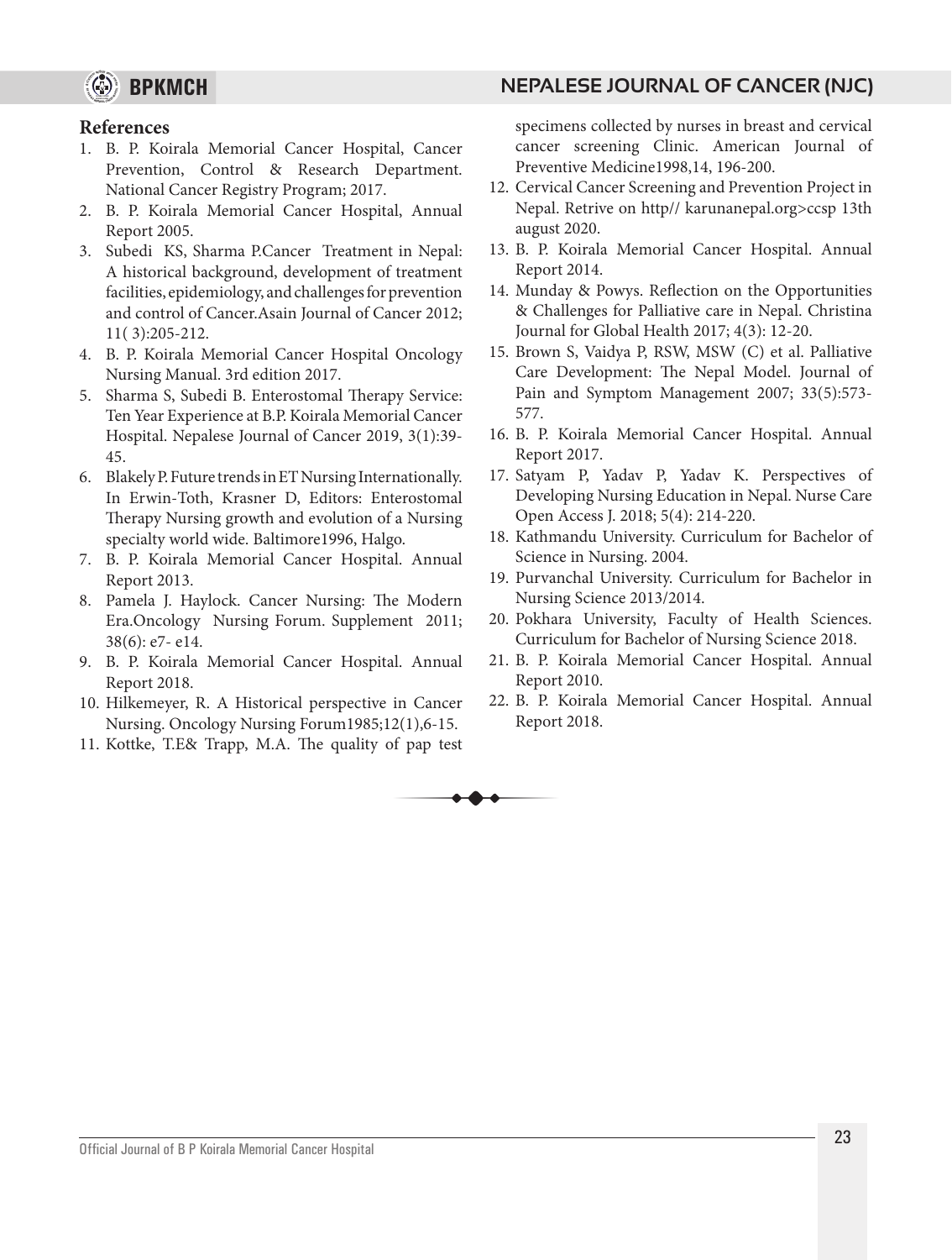## References

1. B. P. Koirala Memorial Cancer Hospital, Cancer Prevention, Control & Research Department. National Cancer Registry Program; 2017.
2. B. P. Koirala Memorial Cancer Hospital, Annual Report 2005.
3. Subedi KS, Sharma P.Cancer Treatment in Nepal: A historical background, development of treatment facilities, epidemiology, and challenges for prevention and control of Cancer.Asain Journal of Cancer 2012; 11( 3):205-212.
4. B. P. Koirala Memorial Cancer Hospital Oncology Nursing Manual. 3rd edition 2017.
5. Sharma S, Subedi B. Enterostomal Therapy Service: Ten Year Experience at B.P. Koirala Memorial Cancer Hospital. Nepalese Journal of Cancer 2019, 3(1):39-45.
6. Blakely P. Future trends in ET Nursing Internationally. In Erwin-Toth, Krasner D, Editors: Enterostomal Therapy Nursing growth and evolution of a Nursing specialty world wide. Baltimore1996, Halgo.
7. B. P. Koirala Memorial Cancer Hospital. Annual Report 2013.
8. Pamela J. Haylock. Cancer Nursing: The Modern Era.Oncology Nursing Forum. Supplement 2011; 38(6): e7- e14.
9. B. P. Koirala Memorial Cancer Hospital. Annual Report 2018.
10. Hilkemeyer, R. A Historical perspective in Cancer Nursing. Oncology Nursing Forum1985;12(1),6-15.
11. Kottke, T.E& Trapp, M.A. The quality of pap test specimens collected by nurses in breast and cervical cancer screening Clinic. American Journal of Preventive Medicine1998,14, 196-200.
12. Cervical Cancer Screening and Prevention Project in Nepal. Retrive on http// karunanepal.org>ccsp 13th august 2020.
13. B. P. Koirala Memorial Cancer Hospital. Annual Report 2014.
14. Munday & Powys. Reflection on the Opportunities & Challenges for Palliative care in Nepal. Christina Journal for Global Health 2017; 4(3): 12-20.
15. Brown S, Vaidya P, RSW, MSW (C) et al. Palliative Care Development: The Nepal Model. Journal of Pain and Symptom Management 2007; 33(5):573-577.
16. B. P. Koirala Memorial Cancer Hospital. Annual Report 2017.
17. Satyam P, Yadav P, Yadav K. Perspectives of Developing Nursing Education in Nepal. Nurse Care Open Access J. 2018; 5(4): 214-220.
18. Kathmandu University. Curriculum for Bachelor of Science in Nursing. 2004.
19. Purvanchal University. Curriculum for Bachelor in Nursing Science 2013/2014.
20. Pokhara University, Faculty of Health Sciences. Curriculum for Bachelor of Nursing Science 2018.
21. B. P. Koirala Memorial Cancer Hospital. Annual Report 2010.
22. B. P. Koirala Memorial Cancer Hospital. Annual Report 2018.